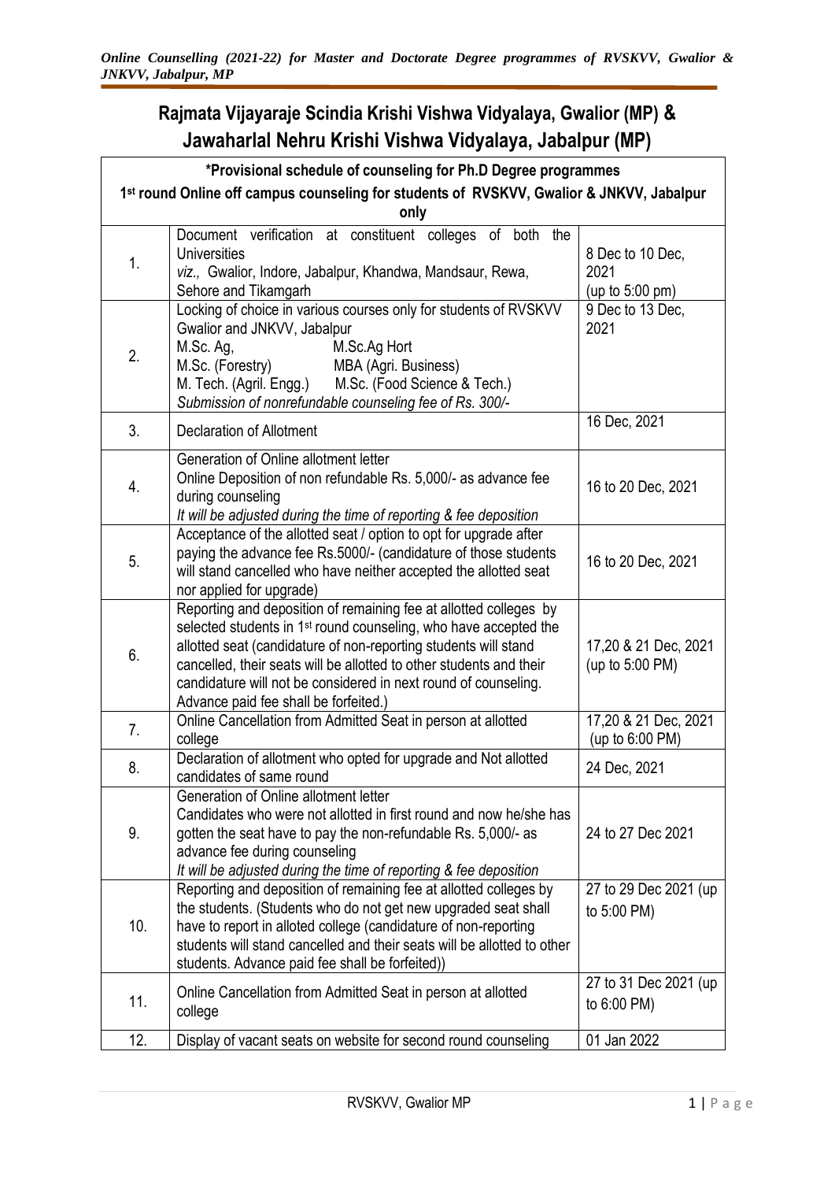# Rajmata Vijayaraje Scindia Krishi Vishwa Vidyalaya, Gwalior (MP) & Jawaharlal Nehru Krishi Vishwa Vidyalaya, Jabalpur (MP)

| *Provisional schedule of counseling for Ph.D Degree programmes<br>1st round Online off campus counseling for students of RVSKVV, Gwalior & JNKVV, Jabalpur only | | |
|---|---|---|
| 1. | Document verification at constituent colleges of both the Universities<br>*viz.,* Gwalior, Indore, Jabalpur, Khandwa, Mandsaur, Rewa, Sehore and Tikamgarh | 8 Dec to 10 Dec, 2021 (up to 5:00 pm) |
| 2. | Locking of choice in various courses only for students of RVSKVV Gwalior and JNKVV, Jabalpur<br>M.Sc. Ag, M.Sc.Ag Hort<br>M.Sc. (Forestry) MBA (Agri. Business)<br>M. Tech. (Agril. Engg.) M.Sc. (Food Science & Tech.)<br>*Submission of nonrefundable counseling fee of Rs. 300/-* | 9 Dec to 13 Dec, 2021 |
| 3. | Declaration of Allotment | 16 Dec, 2021 |
| 4. | Generation of Online allotment letter<br>Online Deposition of non refundable Rs. 5,000/- as advance fee during counseling<br>*It will be adjusted during the time of reporting & fee deposition* | 16 to 20 Dec, 2021 |
| 5. | Acceptance of the allotted seat / option to opt for upgrade after paying the advance fee Rs.5000/- (candidature of those students will stand cancelled who have neither accepted the allotted seat nor applied for upgrade) | 16 to 20 Dec, 2021 |
| 6. | Reporting and deposition of remaining fee at allotted colleges by selected students in 1st round counseling, who have accepted the allotted seat (candidature of non-reporting students will stand cancelled, their seats will be allotted to other students and their candidature will not be considered in next round of counseling. Advance paid fee shall be forfeited.) | 17,20 & 21 Dec, 2021 (up to 5:00 PM) |
| 7. | Online Cancellation from Admitted Seat in person at allotted college | 17,20 & 21 Dec, 2021 (up to 6:00 PM) |
| 8. | Declaration of allotment who opted for upgrade and Not allotted candidates of same round | 24 Dec, 2021 |
| 9. | Generation of Online allotment letter<br>Candidates who were not allotted in first round and now he/she has gotten the seat have to pay the non-refundable Rs. 5,000/- as advance fee during counseling<br>*It will be adjusted during the time of reporting & fee deposition* | 24 to 27 Dec 2021 |
| 10. | Reporting and deposition of remaining fee at allotted colleges by the students. (Students who do not get new upgraded seat shall have to report in alloted college (candidature of non-reporting students will stand cancelled and their seats will be allotted to other students. Advance paid fee shall be forfeited)) | 27 to 29 Dec 2021 (up to 5:00 PM) |
| 11. | Online Cancellation from Admitted Seat in person at allotted college | 27 to 31 Dec 2021 (up to 6:00 PM) |
| 12. | Display of vacant seats on website for second round counseling | 01 Jan 2022 |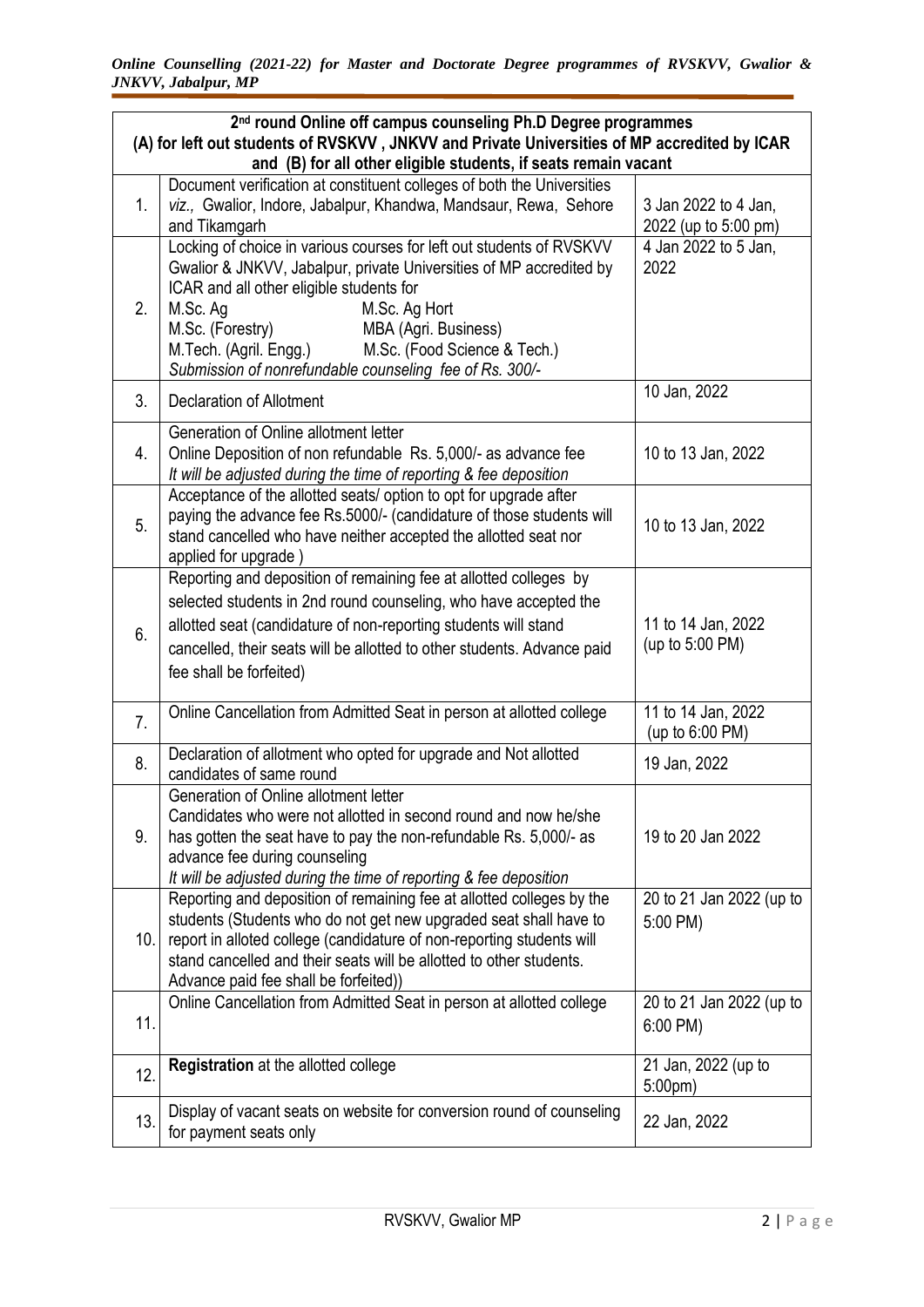| 2[nd] round Online off campus counseling Ph.D Degree programmes (A) for left out students of RVSKVV , JNKVV and Private Universities of MP accredited by ICAR and (B) for all other eligible students, if seats remain vacant | | |
|---|---|---|
| 1. | Document verification at constituent colleges of both the Universities *viz.,* Gwalior, Indore, Jabalpur, Khandwa, Mandsaur, Rewa, Sehore and Tikamgarh | 3 Jan 2022 to 4 Jan, 2022 (up to 5:00 pm) |
| 2. | Locking of choice in various courses for left out students of RVSKVV Gwalior & JNKVV, Jabalpur, private Universities of MP accredited by ICAR and all other eligible students for<br>M.Sc. Ag M.Sc. Ag Hort<br>M.Sc. (Forestry) MBA (Agri. Business)<br>M.Tech. (Agril. Engg.) M.Sc. (Food Science & Tech.)<br>*Submission of nonrefundable counseling fee of Rs. 300/-* | 4 Jan 2022 to 5 Jan, 2022 |
| 3. | Declaration of Allotment | 10 Jan, 2022 |
| 4. | Generation of Online allotment letter<br>Online Deposition of non refundable Rs. 5,000/- as advance fee<br>*It will be adjusted during the time of reporting & fee deposition* | 10 to 13 Jan, 2022 |
| 5. | Acceptance of the allotted seats/ option to opt for upgrade after paying the advance fee Rs.5000/- (candidature of those students will stand cancelled who have neither accepted the allotted seat nor applied for upgrade ) | 10 to 13 Jan, 2022 |
| 6. | Reporting and deposition of remaining fee at allotted colleges by selected students in 2nd round counseling, who have accepted the allotted seat (candidature of non-reporting students will stand cancelled, their seats will be allotted to other students. Advance paid fee shall be forfeited) | 11 to 14 Jan, 2022 (up to 5:00 PM) |
| 7. | Online Cancellation from Admitted Seat in person at allotted college | 11 to 14 Jan, 2022 (up to 6:00 PM) |
| 8. | Declaration of allotment who opted for upgrade and Not allotted candidates of same round | 19 Jan, 2022 |
| 9. | Generation of Online allotment letter<br>Candidates who were not allotted in second round and now he/she has gotten the seat have to pay the non-refundable Rs. 5,000/- as advance fee during counseling<br>*It will be adjusted during the time of reporting & fee deposition* | 19 to 20 Jan 2022 |
| 10. | Reporting and deposition of remaining fee at allotted colleges by the students (Students who do not get new upgraded seat shall have to report in alloted college (candidature of non-reporting students will stand cancelled and their seats will be allotted to other students. Advance paid fee shall be forfeited)) | 20 to 21 Jan 2022 (up to 5:00 PM) |
| 11. | Online Cancellation from Admitted Seat in person at allotted college | 20 to 21 Jan 2022 (up to 6:00 PM) |
| 12. | **Registration** at the allotted college | 21 Jan, 2022 (up to 5:00pm) |
| 13. | Display of vacant seats on website for conversion round of counseling for payment seats only | 22 Jan, 2022 |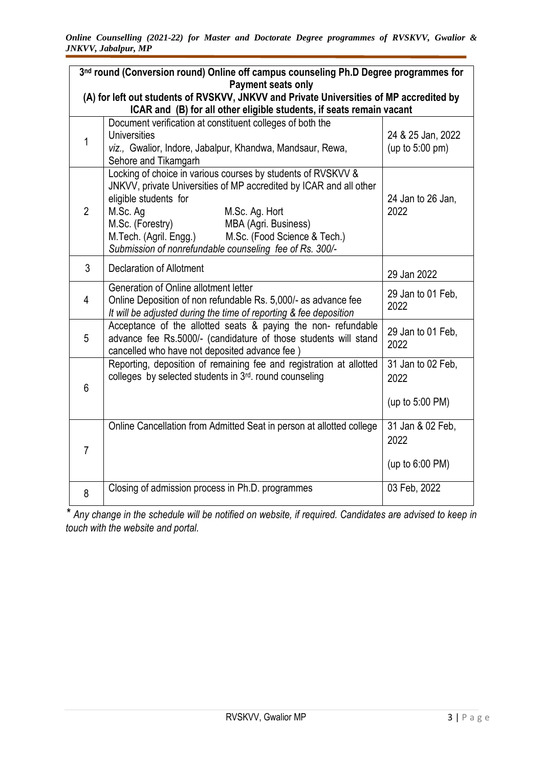| 3nd round (Conversion round) Online off campus counseling Ph.D Degree programmes for Payment seats only (A) for left out students of RVSKVV, JNKVV and Private Universities of MP accredited by ICAR and (B) for all other eligible students, if seats remain vacant | | |
|---|---|---|
| 1 | Document verification at constituent colleges of both the Universities *viz.,* Gwalior, Indore, Jabalpur, Khandwa, Mandsaur, Rewa, Sehore and Tikamgarh | 24 & 25 Jan, 2022 (up to 5:00 pm) |
| 2 | Locking of choice in various courses by students of RVSKVV & JNKVV, private Universities of MP accredited by ICAR and all other eligible students for<br>M.Sc. Ag M.Sc. Ag. Hort<br>M.Sc. (Forestry) MBA (Agri. Business)<br>M.Tech. (Agril. Engg.) M.Sc. (Food Science & Tech.)<br>*Submission of nonrefundable counseling fee of Rs. 300/-* | 24 Jan to 26 Jan, 2022 |
| 3 | Declaration of Allotment | 29 Jan 2022 |
| 4 | Generation of Online allotment letter<br>Online Deposition of non refundable Rs. 5,000/- as advance fee<br>*It will be adjusted during the time of reporting & fee deposition* | 29 Jan to 01 Feb, 2022 |
| 5 | Acceptance of the allotted seats & paying the non- refundable advance fee Rs.5000/- (candidature of those students will stand cancelled who have not deposited advance fee ) | 29 Jan to 01 Feb, 2022 |
| 6 | Reporting, deposition of remaining fee and registration at allotted colleges by selected students in 3rd. round counseling | 31 Jan to 02 Feb, 2022<br>(up to 5:00 PM) |
| 7 | Online Cancellation from Admitted Seat in person at allotted college | 31 Jan & 02 Feb, 2022<br>(up to 6:00 PM) |
| 8 | Closing of admission process in Ph.D. programmes | 03 Feb, 2022 |

*\* Any change in the schedule will be notified on website, if required. Candidates are advised to keep in touch with the website and portal.*